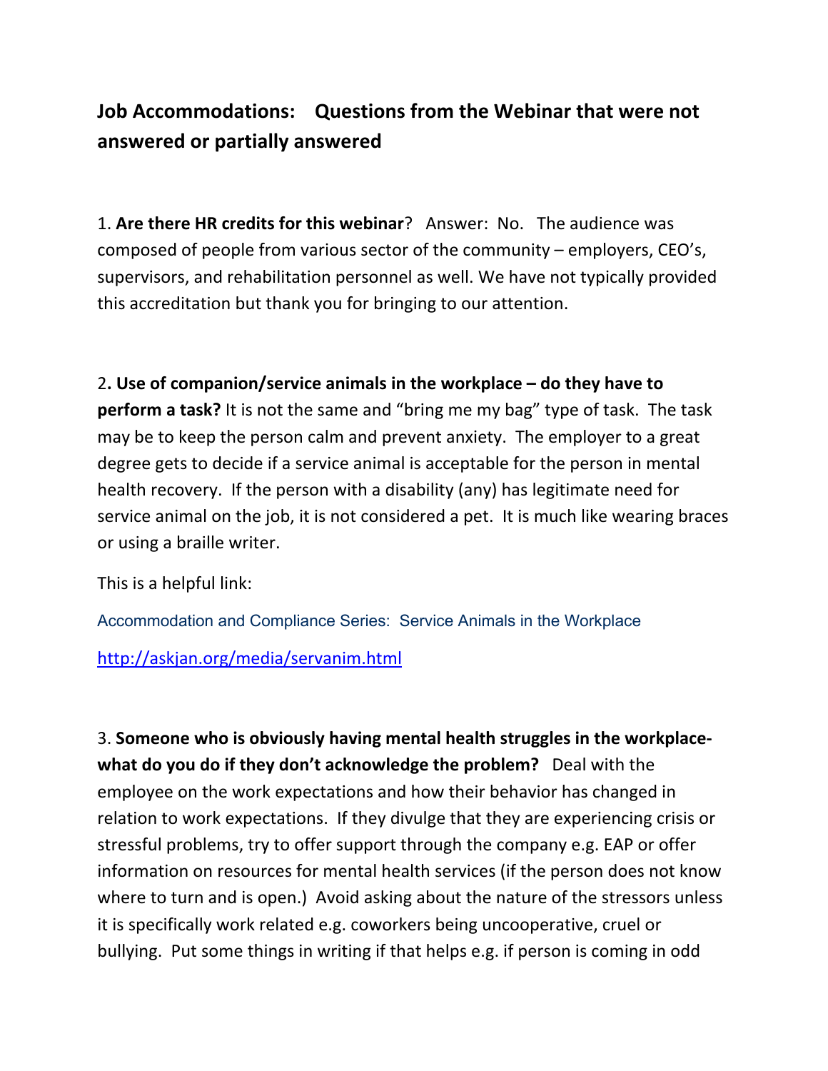## Job Accommodations: Questions from the Webinar that were not answered or partially answered

1. **Are there HR credits for this webinar**? Answer: No. The audience was composed of people from various sector of the community – employers, CEO's, supervisors, and rehabilitation personnel as well. We have not typically provided this accreditation but thank you for bringing to our attention.

2**. Use of companion/service animals in the workplace – do they have to perform a task?** It is not the same and "bring me my bag" type of task. The task may be to keep the person calm and prevent anxiety. The employer to a great degree gets to decide if a service animal is acceptable for the person in mental health recovery. If the person with a disability (any) has legitimate need for service animal on the job, it is not considered a pet. It is much like wearing braces or using a braille writer.

This is a helpful link:

Accommodation and Compliance Series: Service Animals in the Workplace

[http://askjan.org/media/servanim.html](http://askjan.org/media/servanim.html)

3. **Someone who is obviously having mental health struggles in the workplace- what do you do if they don't acknowledge the problem?** Deal with the employee on the work expectations and how their behavior has changed in relation to work expectations. If they divulge that they are experiencing crisis or stressful problems, try to offer support through the company e.g. EAP or offer information on resources for mental health services (if the person does not know where to turn and is open.) Avoid asking about the nature of the stressors unless it is specifically work related e.g. coworkers being uncooperative, cruel or bullying. Put some things in writing if that helps e.g. if person is coming in odd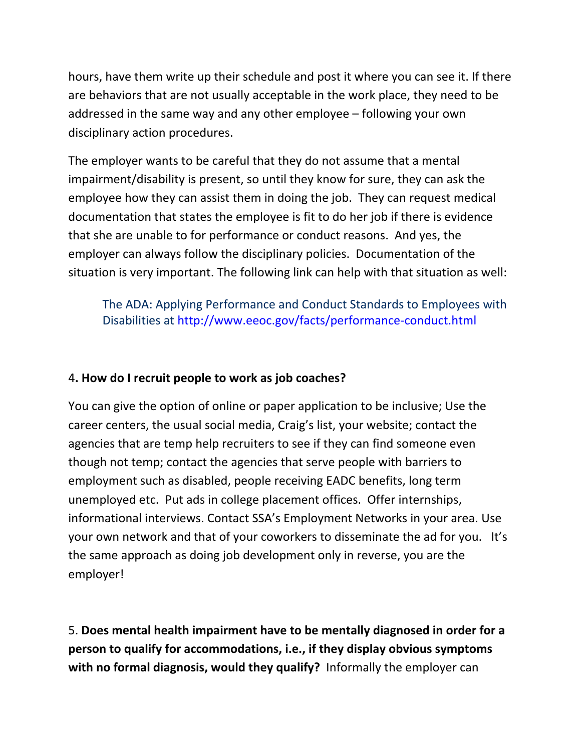hours, have them write up their schedule and post it where you can see it. If there are behaviors that are not usually acceptable in the work place, they need to be addressed in the same way and any other employee – following your own disciplinary action procedures.

The employer wants to be careful that they do not assume that a mental impairment/disability is present, so until they know for sure, they can ask the employee how they can assist them in doing the job. They can request medical documentation that states the employee is fit to do her job if there is evidence that she are unable to for performance or conduct reasons. And yes, the employer can always follow the disciplinary policies. Documentation of the situation is very important. The following link can help with that situation as well:

> The ADA: Applying Performance and Conduct Standards to Employees with Disabilities at http://www.eeoc.gov/facts/performance-conduct.html

4**. How do I recruit people to work as job coaches?**

You can give the option of online or paper application to be inclusive; Use the career centers, the usual social media, Craig's list, your website; contact the agencies that are temp help recruiters to see if they can find someone even though not temp; contact the agencies that serve people with barriers to employment such as disabled, people receiving EADC benefits, long term unemployed etc. Put ads in college placement offices. Offer internships, informational interviews. Contact SSA's Employment Networks in your area. Use your own network and that of your coworkers to disseminate the ad for you. It's the same approach as doing job development only in reverse, you are the employer!

5. **Does mental health impairment have to be mentally diagnosed in order for a person to qualify for accommodations, i.e., if they display obvious symptoms with no formal diagnosis, would they qualify?** Informally the employer can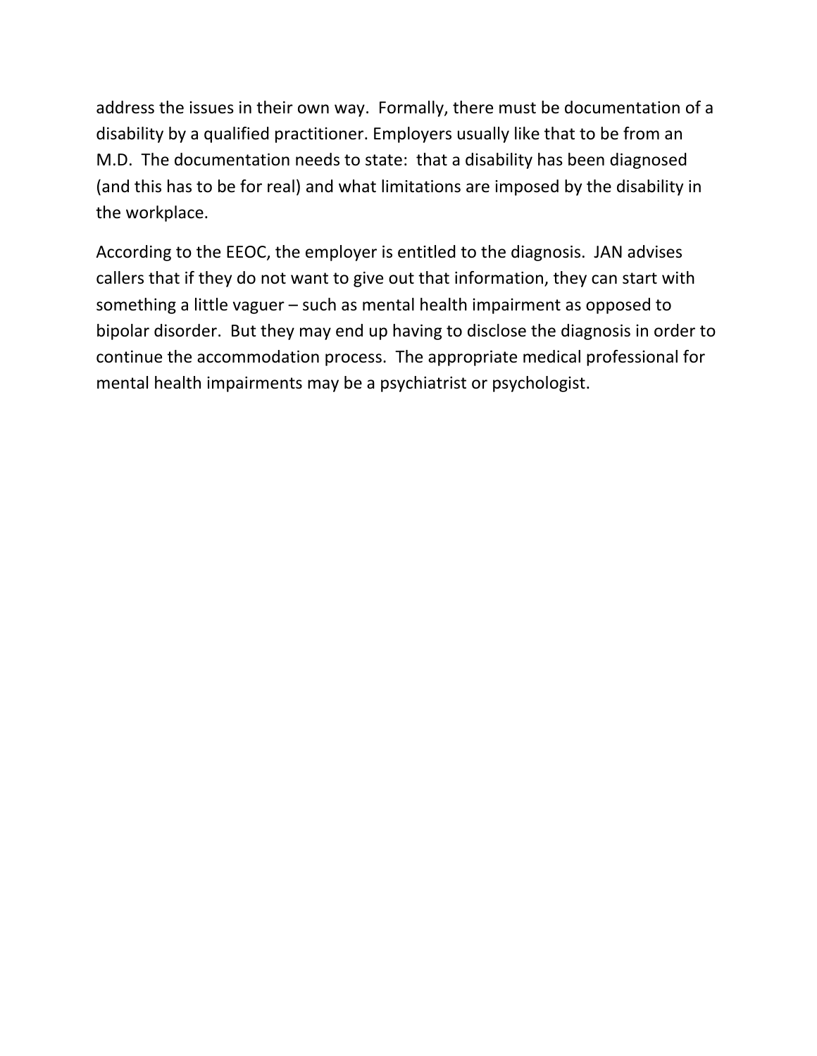address the issues in their own way. Formally, there must be documentation of a disability by a qualified practitioner. Employers usually like that to be from an M.D. The documentation needs to state: that a disability has been diagnosed (and this has to be for real) and what limitations are imposed by the disability in the workplace.

According to the EEOC, the employer is entitled to the diagnosis. JAN advises callers that if they do not want to give out that information, they can start with something a little vaguer – such as mental health impairment as opposed to bipolar disorder. But they may end up having to disclose the diagnosis in order to continue the accommodation process. The appropriate medical professional for mental health impairments may be a psychiatrist or psychologist.